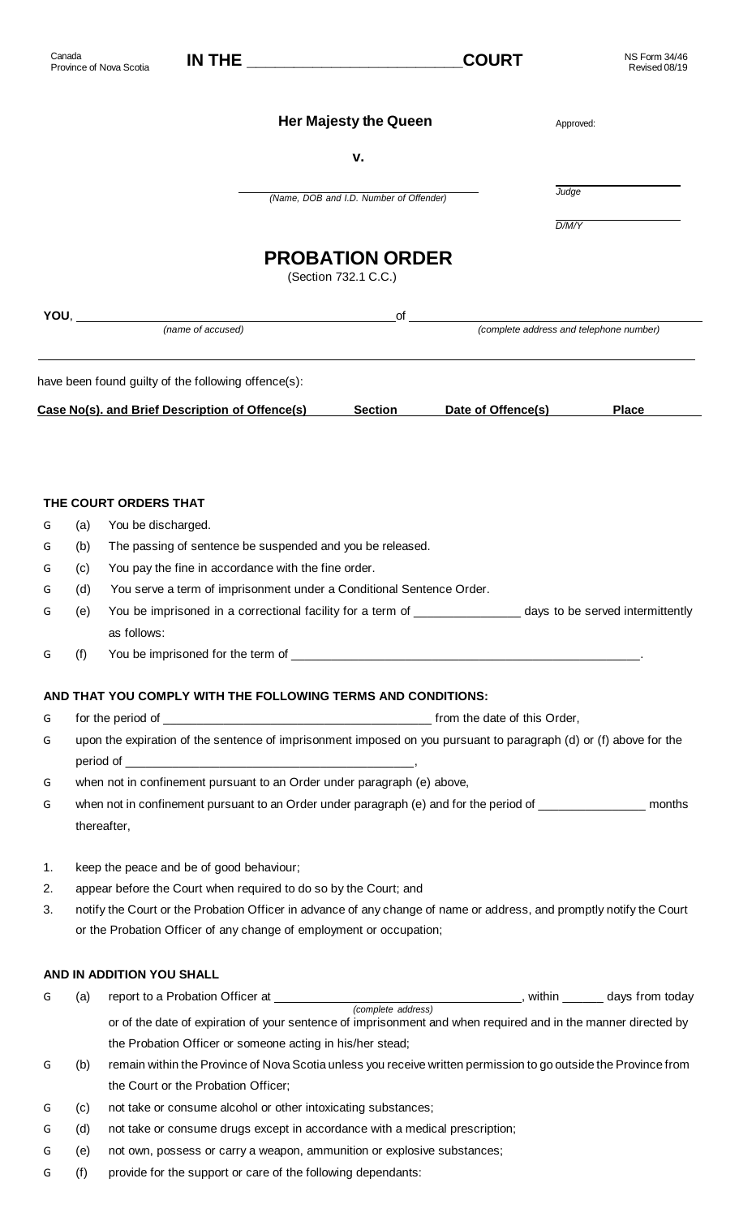Canada
Province of Nova Scotia

**IN THE \_\_\_\_\_\_\_\_\_\_\_\_\_\_\_\_\_\_\_\_\_\_\_\_\_\_\_\_\_ COURT**

NS Form 34/46
Revised 08/19

**Her Majesty the Queen**

Approved:

**v.**

\_\_\_\_\_\_\_\_\_\_\_\_\_\_\_\_\_\_\_\_\_\_\_\_\_\_\_\_\_\_\_\_\_\_\_\_\_\_\_\_
*(Name, DOB and I.D. Number of Offender)*

\_\_\_\_\_\_\_\_\_\_\_\_\_\_\_\_\_\_
*Judge*

\_\_\_\_\_\_\_\_\_\_\_\_\_\_\_\_\_\_
*D/M/Y*

# PROBATION ORDER

(Section 732.1 C.C.)

**YOU**, \_\_\_\_\_\_\_\_\_\_\_\_\_\_\_\_\_\_\_\_\_\_\_\_\_\_\_\_\_\_\_\_\_\_\_\_\_\_\_\_ of \_\_\_\_\_\_\_\_\_\_\_\_\_\_\_\_\_\_\_\_\_\_\_\_\_\_\_\_\_\_\_\_\_\_\_\_\_\_\_\_
*(name of accused)* *(complete address and telephone number)*

\_\_\_\_\_\_\_\_\_\_\_\_\_\_\_\_\_\_\_\_\_\_\_\_\_\_\_\_\_\_\_\_\_\_\_\_\_\_\_\_\_\_\_\_\_\_\_\_\_\_\_\_\_\_\_\_\_\_\_\_\_\_\_\_\_\_\_\_\_\_\_\_\_\_\_\_\_\_

have been found guilty of the following offence(s):

| Case No(s). and Brief Description of Offence(s) | Section | Date of Offence(s) | Place |
|---|---|---|---|
| | | | |

**THE COURT ORDERS THAT**

- G (a) You be discharged.
- G (b) The passing of sentence be suspended and you be released.
- G (c) You pay the fine in accordance with the fine order.
- G (d) You serve a term of imprisonment under a Conditional Sentence Order.
- G (e) You be imprisoned in a correctional facility for a term of \_\_\_\_\_\_\_\_\_\_\_\_\_\_\_ days to be served intermittently as follows:
- G (f) You be imprisoned for the term of \_\_\_\_\_\_\_\_\_\_\_\_\_\_\_\_\_\_\_\_\_\_\_\_\_\_\_\_\_\_\_\_\_\_\_\_\_\_\_\_\_\_\_\_\_\_\_\_.

**AND THAT YOU COMPLY WITH THE FOLLOWING TERMS AND CONDITIONS:**

- G for the period of \_\_\_\_\_\_\_\_\_\_\_\_\_\_\_\_\_\_\_\_\_\_\_\_\_\_\_\_\_\_\_\_\_\_\_\_\_\_ from the date of this Order,
- G upon the expiration of the sentence of imprisonment imposed on you pursuant to paragraph (d) or (f) above for the period of \_\_\_\_\_\_\_\_\_\_\_\_\_\_\_\_\_\_\_\_\_\_\_\_\_\_\_\_\_\_\_\_\_\_\_\_\_\_\_\_\_,
- G when not in confinement pursuant to an Order under paragraph (e) above,
- G when not in confinement pursuant to an Order under paragraph (e) and for the period of \_\_\_\_\_\_\_\_\_\_\_\_\_\_\_ months thereafter,

1. keep the peace and be of good behaviour;
2. appear before the Court when required to do so by the Court; and
3. notify the Court or the Probation Officer in advance of any change of name or address, and promptly notify the Court or the Probation Officer of any change of employment or occupation;

**AND IN ADDITION YOU SHALL**

- G (a) report to a Probation Officer at \_\_\_\_\_\_\_\_\_\_\_\_\_\_\_\_\_\_\_\_\_\_\_\_\_\_\_\_\_\_\_\_\_\_\_\_ *(complete address)*, within \_\_\_\_\_\_ days from today or of the date of expiration of your sentence of imprisonment and when required and in the manner directed by the Probation Officer or someone acting in his/her stead;
- G (b) remain within the Province of Nova Scotia unless you receive written permission to go outside the Province from the Court or the Probation Officer;
- G (c) not take or consume alcohol or other intoxicating substances;
- G (d) not take or consume drugs except in accordance with a medical prescription;
- G (e) not own, possess or carry a weapon, ammunition or explosive substances;
- G (f) provide for the support or care of the following dependants: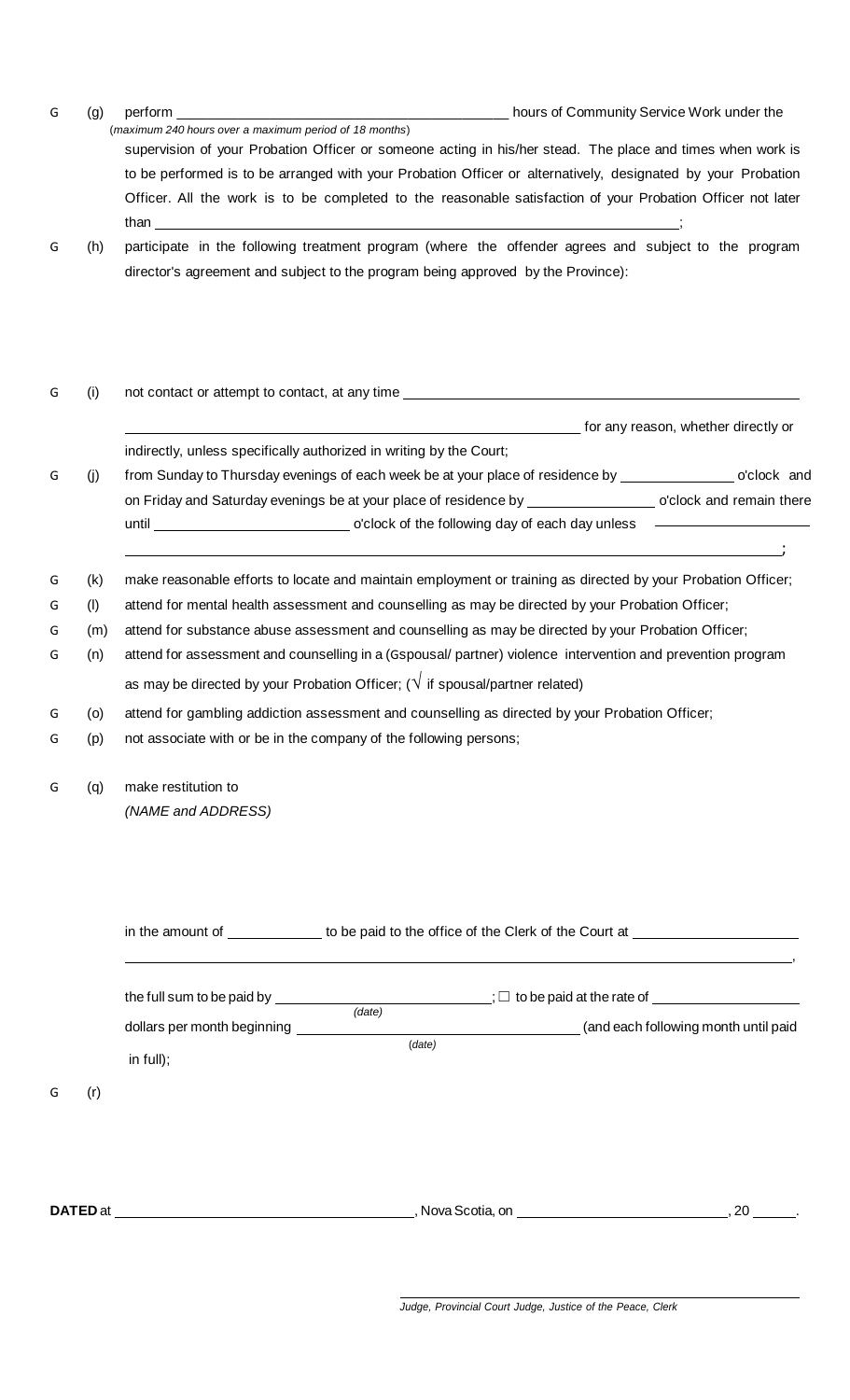G (g) perform \_\_\_\_\_\_\_\_\_\_\_\_\_\_\_\_\_\_\_\_\_\_\_\_\_\_\_\_\_\_\_\_\_\_\_\_ hours of Community Service Work under the
*(maximum 240 hours over a maximum period of 18 months)*
supervision of your Probation Officer or someone acting in his/her stead. The place and times when work is to be performed is to be arranged with your Probation Officer or alternatively, designated by your Probation Officer. All the work is to be completed to the reasonable satisfaction of your Probation Officer not later than \_\_\_\_\_\_\_\_\_\_\_\_\_\_\_\_\_\_\_\_\_\_\_\_\_\_\_\_\_\_\_\_\_\_\_\_\_\_\_\_\_\_\_\_\_\_\_\_\_\_\_\_\_\_\_\_\_\_;

G (h) participate in the following treatment program (where the offender agrees and subject to the program director's agreement and subject to the program being approved by the Province):

G (i) not contact or attempt to contact, at any time \_\_\_\_\_\_\_\_\_\_\_\_\_\_\_\_\_\_\_\_\_\_\_\_\_\_\_\_\_\_\_\_\_\_\_\_\_\_\_\_\_\_\_\_\_\_\_\_
\_\_\_\_\_\_\_\_\_\_\_\_\_\_\_\_\_\_\_\_\_\_\_\_\_\_\_\_\_\_\_\_\_\_\_\_\_\_\_\_\_\_\_\_\_\_\_\_\_\_\_\_\_\_ for any reason, whether directly or indirectly, unless specifically authorized in writing by the Court;

G (j) from Sunday to Thursday evenings of each week be at your place of residence by \_\_\_\_\_\_\_\_\_\_\_\_\_\_ o'clock and on Friday and Saturday evenings be at your place of residence by \_\_\_\_\_\_\_\_\_\_\_\_\_\_\_\_ o'clock and remain there until \_\_\_\_\_\_\_\_\_\_\_\_\_\_\_\_\_\_\_\_\_\_\_\_ o'clock of the following day of each day unless \_\_\_\_\_\_\_\_\_\_\_\_\_\_\_\_\_\_\_\_\_\_
\_\_\_\_\_\_\_\_\_\_\_\_\_\_\_\_\_\_\_\_\_\_\_\_\_\_\_\_\_\_\_\_\_\_\_\_\_\_\_\_\_\_\_\_\_\_\_\_\_\_\_\_\_\_\_\_\_\_\_\_\_\_\_\_\_\_\_\_\_\_\_\_\_\_\_\_\_\_\_\_\_\_;

G (k) make reasonable efforts to locate and maintain employment or training as directed by your Probation Officer;

G (l) attend for mental health assessment and counselling as may be directed by your Probation Officer;

G (m) attend for substance abuse assessment and counselling as may be directed by your Probation Officer;

G (n) attend for assessment and counselling in a (Gspousal/ partner) violence intervention and prevention program as may be directed by your Probation Officer; (√ if spousal/partner related)

G (o) attend for gambling addiction assessment and counselling as directed by your Probation Officer;

G (p) not associate with or be in the company of the following persons;

G (q) make restitution to
*(NAME and ADDRESS)*

in the amount of \_\_\_\_\_\_\_\_\_\_\_\_ to be paid to the office of the Clerk of the Court at \_\_\_\_\_\_\_\_\_\_\_\_\_\_\_\_\_\_\_\_\_\_
\_\_\_\_\_\_\_\_\_\_\_\_\_\_\_\_\_\_\_\_\_\_\_\_\_\_\_\_\_\_\_\_\_\_\_\_\_\_\_\_\_\_\_\_\_\_\_\_\_\_\_\_\_\_\_\_\_\_\_\_\_\_\_\_\_\_\_\_\_\_\_\_\_\_\_\_\_\_\_\_\_\_,

the full sum to be paid by \_\_\_\_\_\_\_\_\_\_\_\_\_\_\_\_\_\_\_\_\_\_\_\_\_\_\_\_ ; ☐ to be paid at the rate of \_\_\_\_\_\_\_\_\_\_\_\_\_\_\_\_\_\_\_
*(date)*
dollars per month beginning \_\_\_\_\_\_\_\_\_\_\_\_\_\_\_\_\_\_\_\_\_\_\_\_\_\_\_\_\_\_\_\_\_\_\_\_ (and each following month until paid in full);
*(date)*

G (r)

**DATED** at \_\_\_\_\_\_\_\_\_\_\_\_\_\_\_\_\_\_\_\_\_\_\_\_\_\_\_\_\_\_\_\_\_\_\_\_\_\_\_, Nova Scotia, on \_\_\_\_\_\_\_\_\_\_\_\_\_\_\_\_\_\_\_\_\_\_\_\_\_\_\_, 20 \_\_\_\_\_.

\_\_\_\_\_\_\_\_\_\_\_\_\_\_\_\_\_\_\_\_\_\_\_\_\_\_\_\_\_\_\_\_\_\_\_\_\_\_\_\_\_\_\_\_\_\_\_\_
*Judge, Provincial Court Judge, Justice of the Peace, Clerk*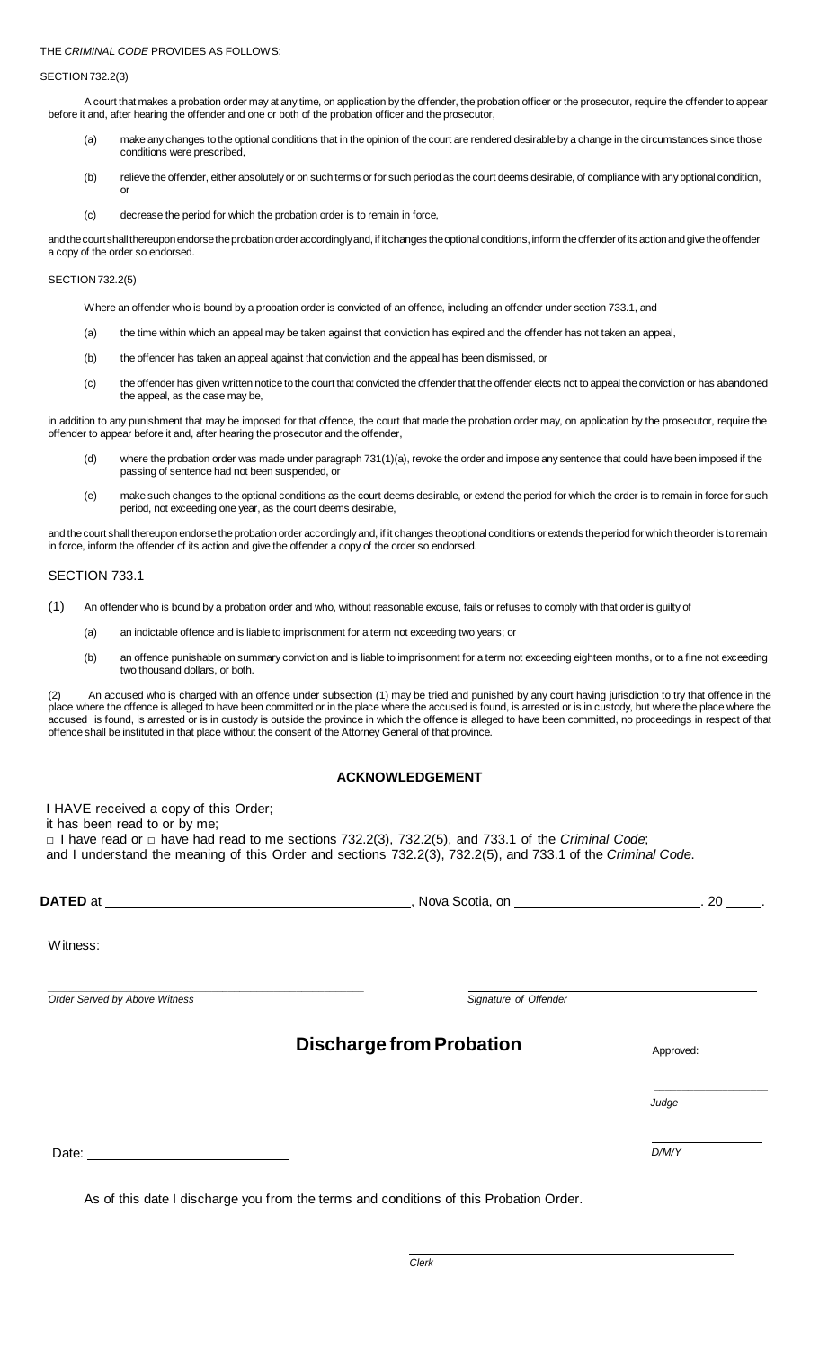THE *CRIMINAL CODE* PROVIDES AS FOLLOWS:

SECTION 732.2(3)

A court that makes a probation order may at any time, on application by the offender, the probation officer or the prosecutor, require the offender to appear before it and, after hearing the offender and one or both of the probation officer and the prosecutor,

(a) make any changes to the optional conditions that in the opinion of the court are rendered desirable by a change in the circumstances since those conditions were prescribed,

(b) relieve the offender, either absolutely or on such terms or for such period as the court deems desirable, of compliance with any optional condition, or

(c) decrease the period for which the probation order is to remain in force,

and the court shall thereupon endorse the probation order accordingly and, if it changes the optional conditions, inform the offender of its action and give the offender a copy of the order so endorsed.

SECTION 732.2(5)

Where an offender who is bound by a probation order is convicted of an offence, including an offender under section 733.1, and

(a) the time within which an appeal may be taken against that conviction has expired and the offender has not taken an appeal,

(b) the offender has taken an appeal against that conviction and the appeal has been dismissed, or

(c) the offender has given written notice to the court that convicted the offender that the offender elects not to appeal the conviction or has abandoned the appeal, as the case may be,

in addition to any punishment that may be imposed for that offence, the court that made the probation order may, on application by the prosecutor, require the offender to appear before it and, after hearing the prosecutor and the offender,

(d) where the probation order was made under paragraph 731(1)(a), revoke the order and impose any sentence that could have been imposed if the passing of sentence had not been suspended, or

(e) make such changes to the optional conditions as the court deems desirable, or extend the period for which the order is to remain in force for such period, not exceeding one year, as the court deems desirable,

and the court shall thereupon endorse the probation order accordingly and, if it changes the optional conditions or extends the period for which the order is to remain in force, inform the offender of its action and give the offender a copy of the order so endorsed.

SECTION 733.1

(1) An offender who is bound by a probation order and who, without reasonable excuse, fails or refuses to comply with that order is guilty of

(a) an indictable offence and is liable to imprisonment for a term not exceeding two years; or

(b) an offence punishable on summary conviction and is liable to imprisonment for a term not exceeding eighteen months, or to a fine not exceeding two thousand dollars, or both.

(2) An accused who is charged with an offence under subsection (1) may be tried and punished by any court having jurisdiction to try that offence in the place where the offence is alleged to have been committed or in the place where the accused is found, is arrested or is in custody, but where the place where the accused is found, is arrested or is in custody is outside the province in which the offence is alleged to have been committed, no proceedings in respect of that offence shall be instituted in that place without the consent of the Attorney General of that province.

## ACKNOWLEDGEMENT

I HAVE received a copy of this Order;
it has been read to or by me;
□ I have read or □ have had read to me sections 732.2(3), 732.2(5), and 733.1 of the *Criminal Code*;
and I understand the meaning of this Order and sections 732.2(3), 732.2(5), and 733.1 of the *Criminal Code*.

**DATED** at ______________________, Nova Scotia, on ______________________, 20 ____.

Witness:

______________________ *Order Served by Above Witness*

______________________ *Signature of Offender*

## Discharge from Probation

Approved:

______________________ *Judge*

Date: ______________________

______________________ *D/M/Y*

As of this date I discharge you from the terms and conditions of this Probation Order.

______________________ *Clerk*